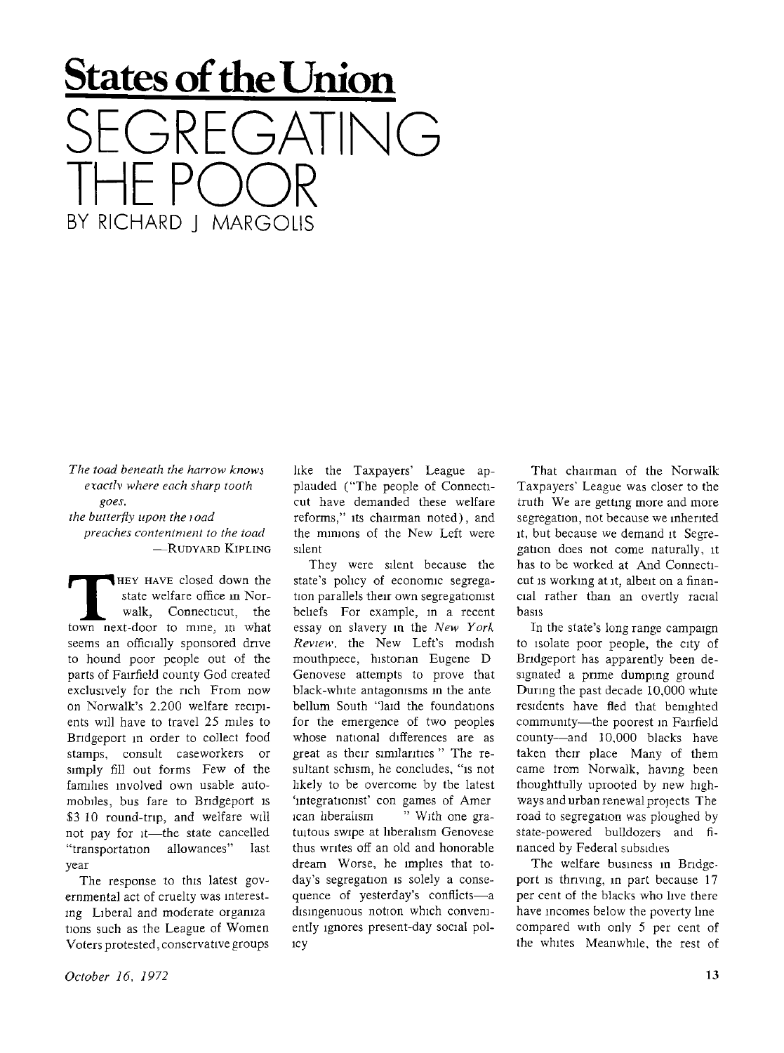# States of the Union

# SEGREGATING THE POOR

BY RICHARD J MARGOLIS

*The toad beneath the harrow knows*
*exactly where each sharp tooth*
*goes,*
*the butterfly upon the road*
*preaches contentment to the toad*
—RUDYARD KIPLING

THEY HAVE closed down the state welfare office in Norwalk, Connecticut, the town next-door to mine, in what seems an officially sponsored drive to hound poor people out of the parts of Fairfield county God created exclusively for the rich From now on Norwalk's 2,200 welfare recipients will have to travel 25 miles to Bridgeport in order to collect food stamps, consult caseworkers or simply fill out forms Few of the families involved own usable automobiles, bus fare to Bridgeport is $3 10 round-trip, and welfare will not pay for it—the state cancelled "transportation allowances" last year

The response to this latest governmental act of cruelty was interesting Liberal and moderate organizations such as the League of Women Voters protested, conservative groups like the Taxpayers' League applauded ("The people of Connecticut have demanded these welfare reforms," its chairman noted), and the minions of the New Left were silent

They were silent because the state's policy of economic segregation parallels their own segregationist beliefs For example, in a recent essay on slavery in the *New York Review*, the New Left's modish mouthpiece, historian Eugene D Genovese attempts to prove that black-white antagonisms in the ante bellum South "laid the foundations for the emergence of two peoples whose national differences are as great as their similarities " The resultant schism, he concludes, "is not likely to be overcome by the latest 'integrationist' con games of American liberalism " With one gratuitous swipe at liberalism Genovese thus writes off an old and honorable dream Worse, he implies that today's segregation is solely a consequence of yesterday's conflicts—a disingenuous notion which conveniently ignores present-day social policy

That chairman of the Norwalk Taxpayers' League was closer to the truth We are getting more and more segregation, not because we inherited it, but because we demand it Segregation does not come naturally, it has to be worked at And Connecticut is working at it, albeit on a financial rather than an overtly racial basis

In the state's long range campaign to isolate poor people, the city of Bridgeport has apparently been designated a prime dumping ground During the past decade 10,000 white residents have fled that benighted community—the poorest in Fairfield county—and 10,000 blacks have taken their place Many of them came from Norwalk, having been thoughtfully uprooted by new highways and urban renewal projects The road to segregation was ploughed by state-powered bulldozers and financed by Federal subsidies

The welfare business in Bridgeport is thriving, in part because 17 per cent of the blacks who live there have incomes below the poverty line compared with only 5 per cent of the whites Meanwhile, the rest of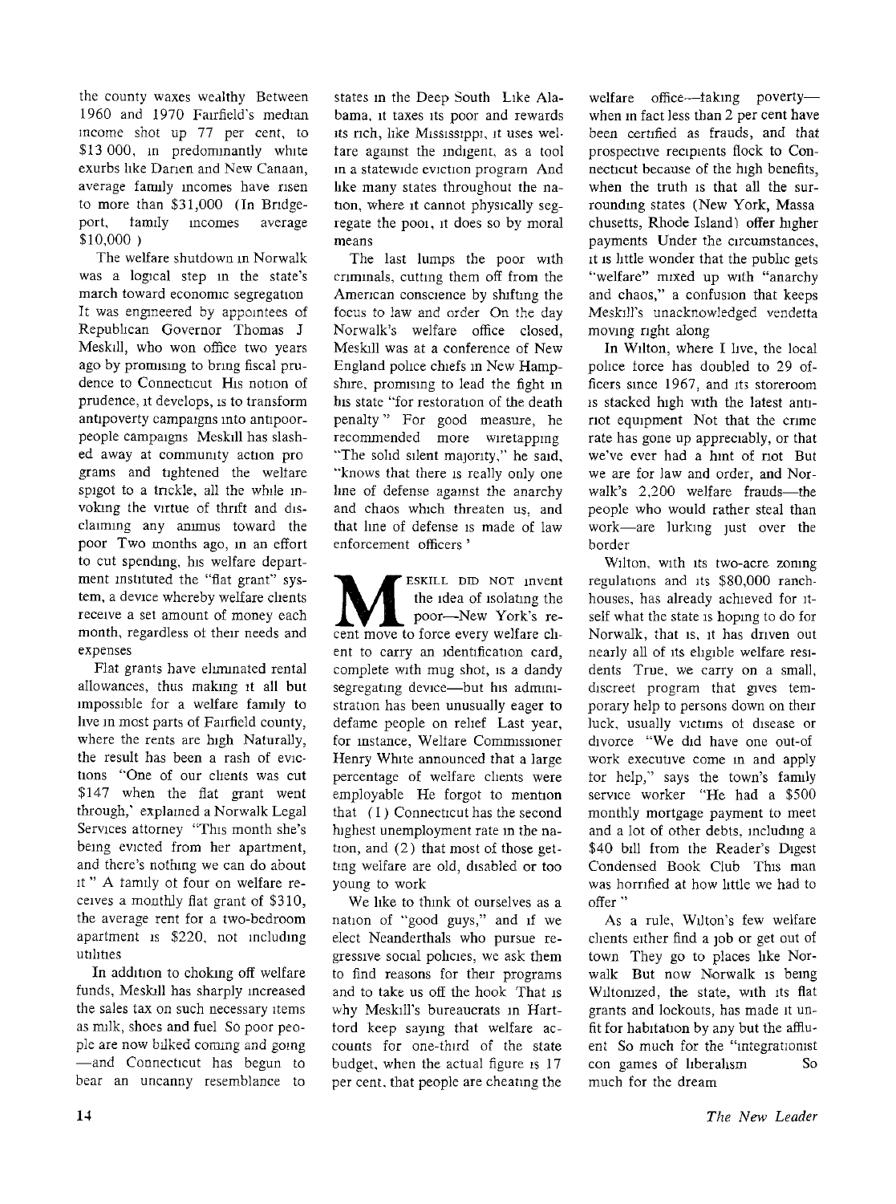the county waxes wealthy Between 1960 and 1970 Fairfield's median income shot up 77 per cent, to $13 000, in predominantly white exurbs like Darien and New Canaan, average family incomes have risen to more than $31,000 (In Bridgeport, family incomes average $10,000 )

The welfare shutdown in Norwalk was a logical step in the state's march toward economic segregation It was engineered by appointees of Republican Governor Thomas J Meskill, who won office two years ago by promising to bring fiscal prudence to Connecticut His notion of prudence, it develops, is to transform antipoverty campaigns into antipoor-people campaigns Meskill has slashed away at community action programs and tightened the welfare spigot to a trickle, all the while invoking the virtue of thrift and disclaiming any animus toward the poor Two months ago, in an effort to cut spending, his welfare department instituted the "flat grant" system, a device whereby welfare clients receive a set amount of money each month, regardless of their needs and expenses

Flat grants have eliminated rental allowances, thus making it all but impossible for a welfare family to live in most parts of Fairfield county, where the rents are high Naturally, the result has been a rash of evictions "One of our clients was cut $147 when the flat grant went through,' explained a Norwalk Legal Services attorney "This month she's being evicted from her apartment, and there's nothing we can do about it " A family of four on welfare receives a monthly flat grant of $310, the average rent for a two-bedroom apartment is $220, not including utilities

In addition to choking off welfare funds, Meskill has sharply increased the sales tax on such necessary items as milk, shoes and fuel So poor people are now bilked coming and going —and Connecticut has begun to bear an uncanny resemblance to states in the Deep South Like Alabama, it taxes its poor and rewards its rich, like Mississippi, it uses welfare against the indigent, as a tool in a statewide eviction program And like many states throughout the nation, where it cannot physically segregate the poor, it does so by moral means

The last lumps the poor with criminals, cutting them off from the American conscience by shifting the focus to law and order On the day Norwalk's welfare office closed, Meskill was at a conference of New England police chiefs in New Hampshire, promising to lead the fight in his state "for restoration of the death penalty " For good measure, he recommended more wiretapping "The solid silent majority," he said, "knows that there is really only one line of defense against the anarchy and chaos which threaten us, and that line of defense is made of law enforcement officers '

Meskill did not invent the idea of isolating the poor—New York's recent move to force every welfare client to carry an identification card, complete with mug shot, is a dandy segregating device—but his administration has been unusually eager to defame people on relief Last year, for instance, Welfare Commissioner Henry White announced that a large percentage of welfare clients were employable He forgot to mention that (1) Connecticut has the second highest unemployment rate in the nation, and (2) that most of those getting welfare are old, disabled or too young to work

We like to think of ourselves as a nation of "good guys," and if we elect Neanderthals who pursue regressive social policies, we ask them to find reasons for their programs and to take us off the hook That is why Meskill's bureaucrats in Hartford keep saying that welfare accounts for one-third of the state budget, when the actual figure is 17 per cent, that people are cheating the welfare office—taking poverty—when in fact less than 2 per cent have been certified as frauds, and that prospective recipients flock to Connecticut because of the high benefits, when the truth is that all the surrounding states (New York, Massachusetts, Rhode Island) offer higher payments Under the circumstances, it is little wonder that the public gets "welfare" mixed up with "anarchy and chaos," a confusion that keeps Meskill's unacknowledged vendetta moving right along

In Wilton, where I live, the local police force has doubled to 29 officers since 1967, and its storeroom is stacked high with the latest anti-riot equipment Not that the crime rate has gone up appreciably, or that we've ever had a hint of riot But we are for law and order, and Norwalk's 2,200 welfare frauds—the people who would rather steal than work—are lurking just over the border

Wilton, with its two-acre zoning regulations and its $80,000 ranch-houses, has already achieved for itself what the state is hoping to do for Norwalk, that is, it has driven out nearly all of its eligible welfare residents True, we carry on a small, discreet program that gives temporary help to persons down on their luck, usually victims of disease or divorce "We did have one out-of work executive come in and apply for help," says the town's family service worker "He had a $500 monthly mortgage payment to meet and a lot of other debts, including a $40 bill from the Reader's Digest Condensed Book Club This man was horrified at how little we had to offer "

As a rule, Wilton's few welfare clients either find a job or get out of town They go to places like Norwalk But now Norwalk is being Wiltonized, the state, with its flat grants and lockouts, has made it unfit for habitation by any but the affluent So much for the "integrationist con games of liberalism So much for the dream